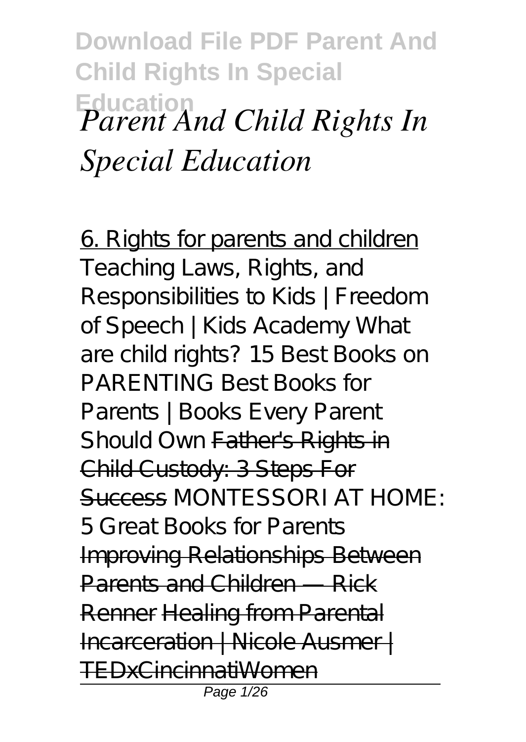# *Parent And Child Rights In Special Education*

6. Rights for parents and children Teaching Laws, Rights, and Responsibilities to Kids | Freedom of Speech | Kids Academy What are child rights? 15 Best Books on PARENTING Best Books for Parents | Books Every Parent Should Own Father's Rights in Child Custody: 3 Steps For Success MONTESSORI AT HOME: 5 Great Books for Parents Improving Relationships Between Parents and Children — Rick Renner Healing from Parental Incarceration | Nicole Ausmer | TEDxCincinnatiWomen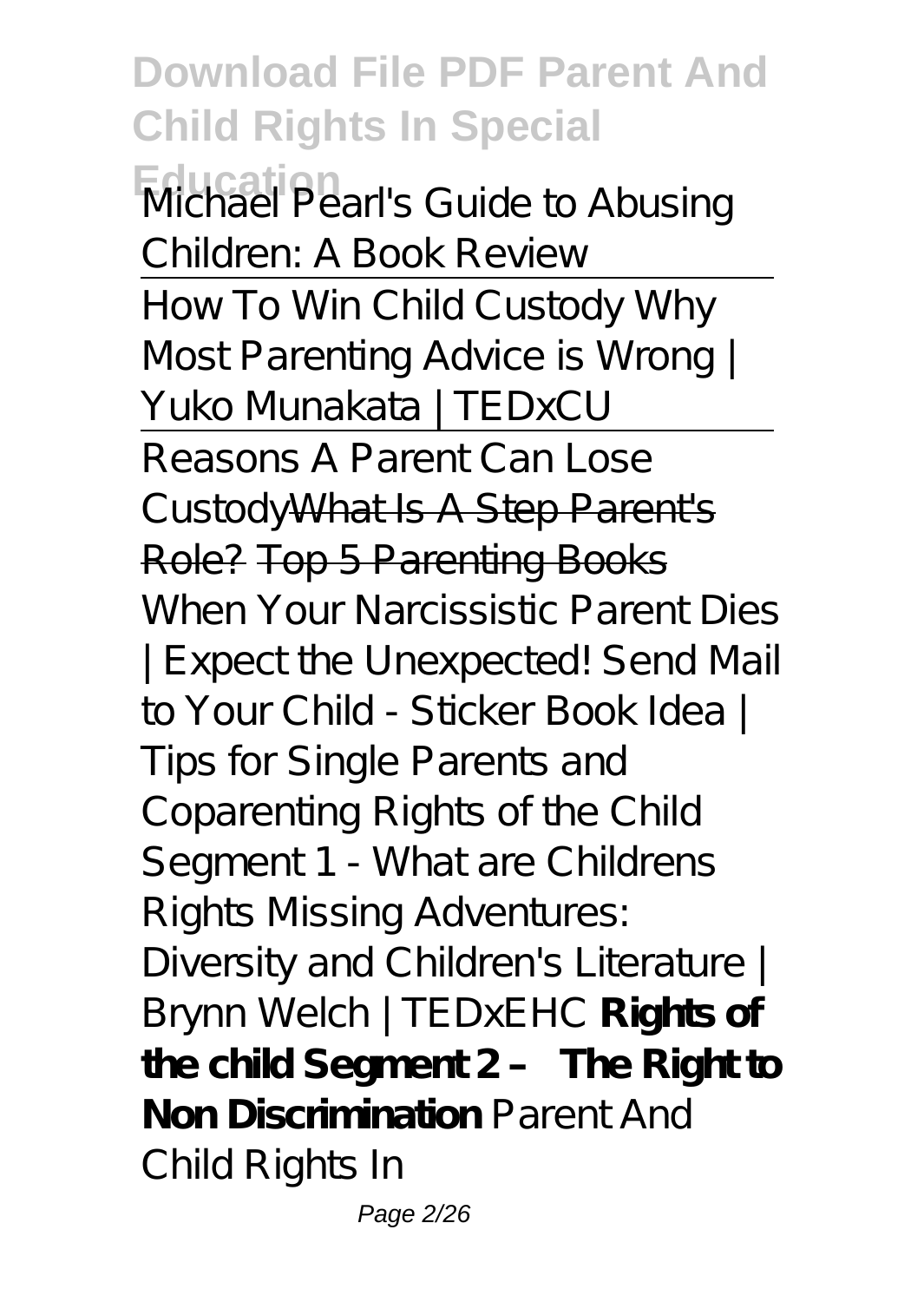*Michael Pearl's Guide to Abusing Children: A Book Review*

How To Win Child Custody *Why Most Parenting Advice is Wrong | Yuko Munakata | TEDxCU*

Reasons A Parent Can Lose Custody~~What Is A Step Parent's Role?~~ ~~Top 5 Parenting Books~~ *When Your Narcissistic Parent Dies | Expect the Unexpected! Send Mail to Your Child - Sticker Book Idea | Tips for Single Parents and Coparenting* *Rights of the Child Segment 1 - What are Childrens Rights* *Missing Adventures: Diversity and Children's Literature | Brynn Welch | TEDxEHC* **Rights of the child Segment 2 – The Right to Non Discrimination** *Parent And Child Rights In*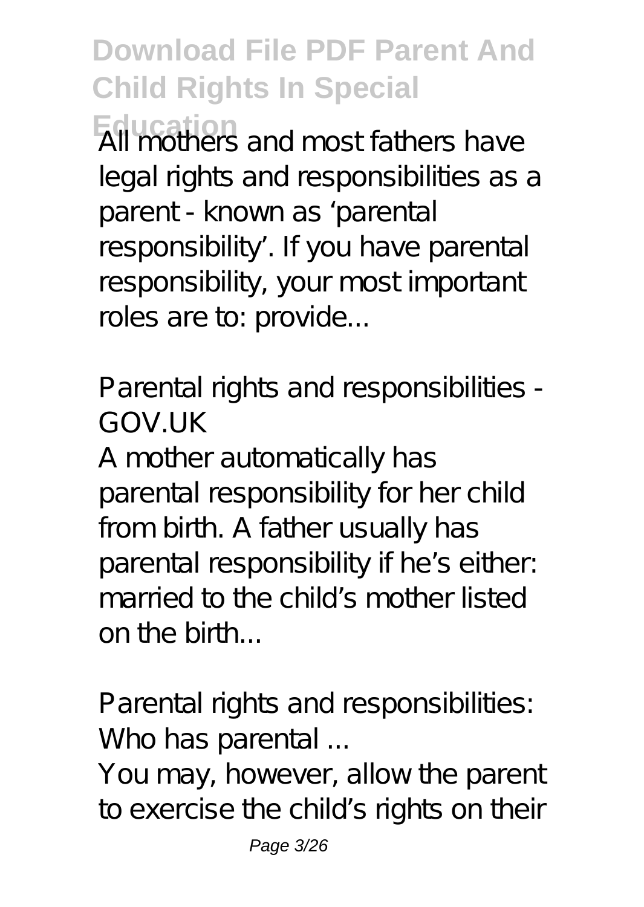All mothers and most fathers have legal rights and responsibilities as a parent - known as 'parental responsibility'. If you have parental responsibility, your most important roles are to: provide...

*Parental rights and responsibilities - GOV.UK*

A mother automatically has parental responsibility for her child from birth. A father usually has parental responsibility if he's either: married to the child's mother listed on the birth...

*Parental rights and responsibilities: Who has parental ...*

You may, however, allow the parent to exercise the child's rights on their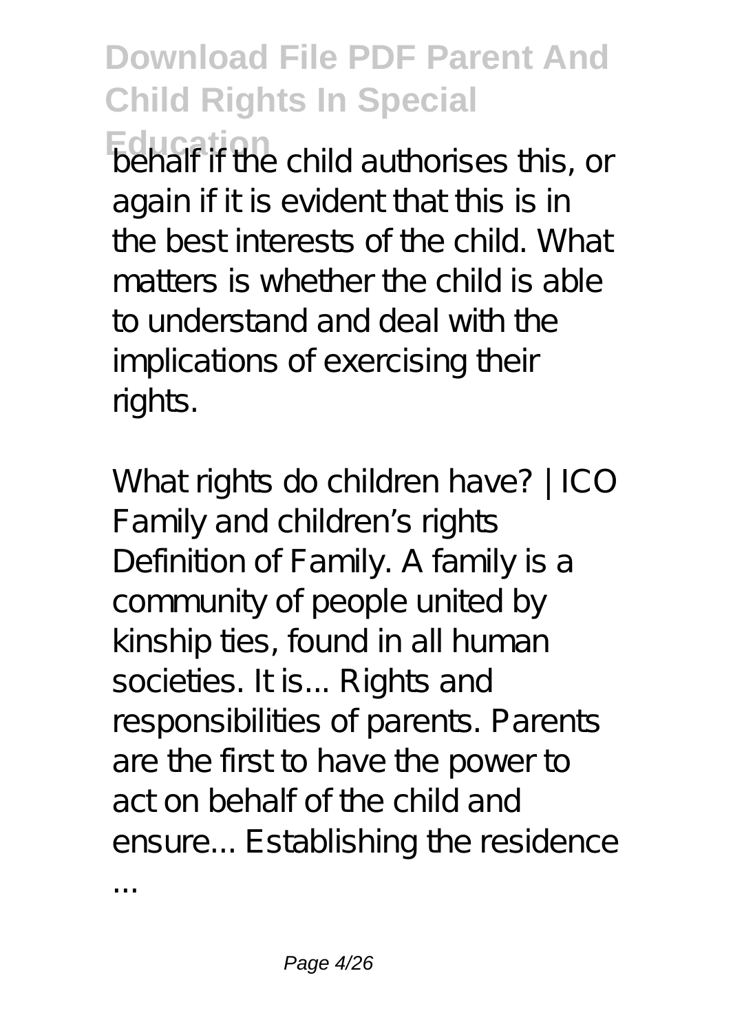behalf if the child authorises this, or again if it is evident that this is in the best interests of the child. What matters is whether the child is able to understand and deal with the implications of exercising their rights.

*What rights do children have? | ICO*

Family and children's rights Definition of Family. A family is a community of people united by kinship ties, found in all human societies. It is... Rights and responsibilities of parents. Parents are the first to have the power to act on behalf of the child and ensure... Establishing the residence ...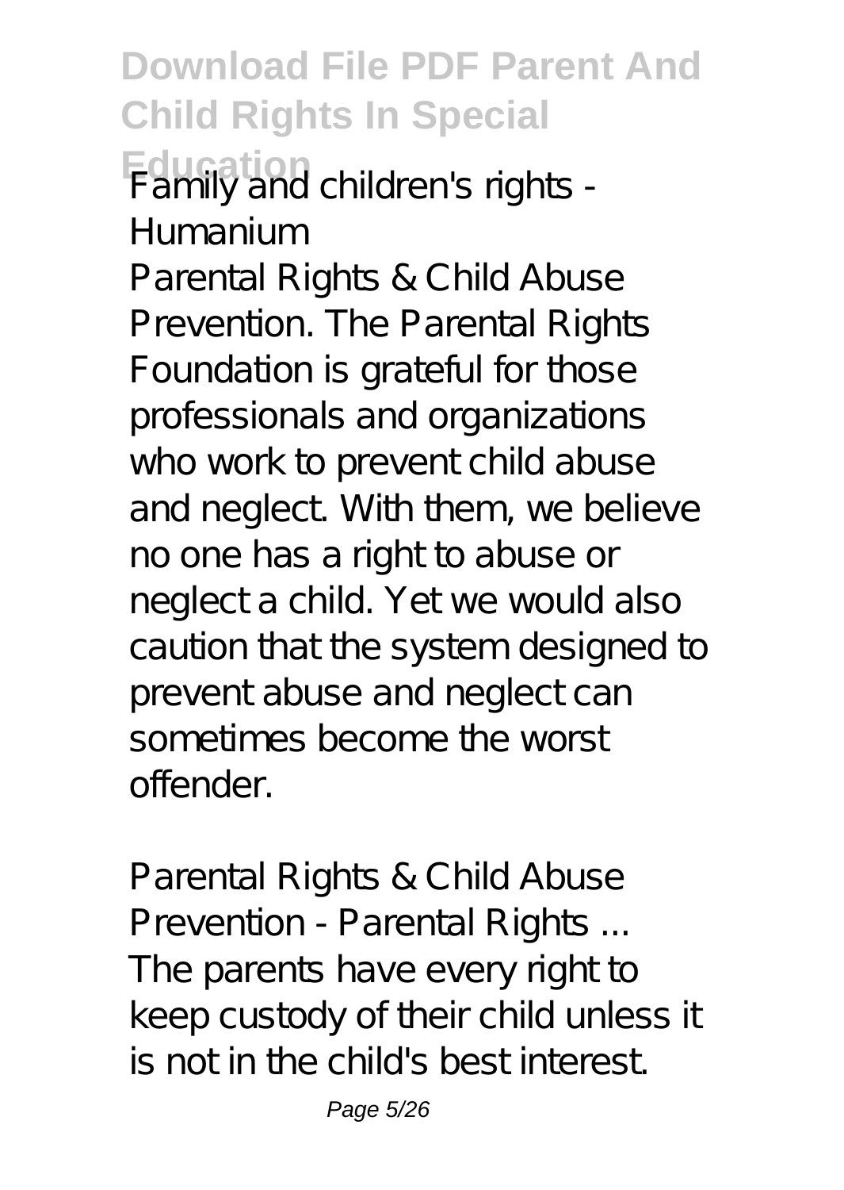*Family and children's rights - Humanium*

Parental Rights & Child Abuse Prevention. The Parental Rights Foundation is grateful for those professionals and organizations who work to prevent child abuse and neglect. With them, we believe no one has a right to abuse or neglect a child. Yet we would also caution that the system designed to prevent abuse and neglect can sometimes become the worst offender.

*Parental Rights & Child Abuse Prevention - Parental Rights ...*

The parents have every right to keep custody of their child unless it is not in the child's best interest.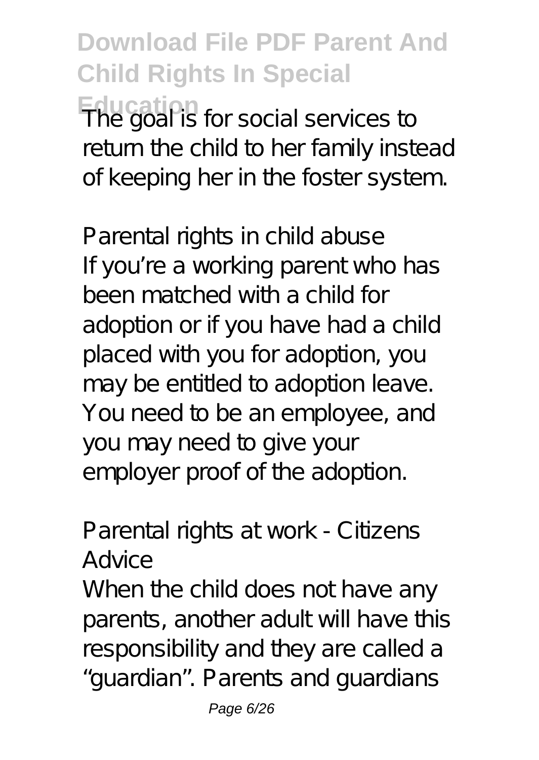The goal is for social services to return the child to her family instead of keeping her in the foster system.

*Parental rights in child abuse*

If you're a working parent who has been matched with a child for adoption or if you have had a child placed with you for adoption, you may be entitled to adoption leave. You need to be an employee, and you may need to give your employer proof of the adoption.

*Parental rights at work - Citizens Advice*

When the child does not have any parents, another adult will have this responsibility and they are called a "guardian". Parents and guardians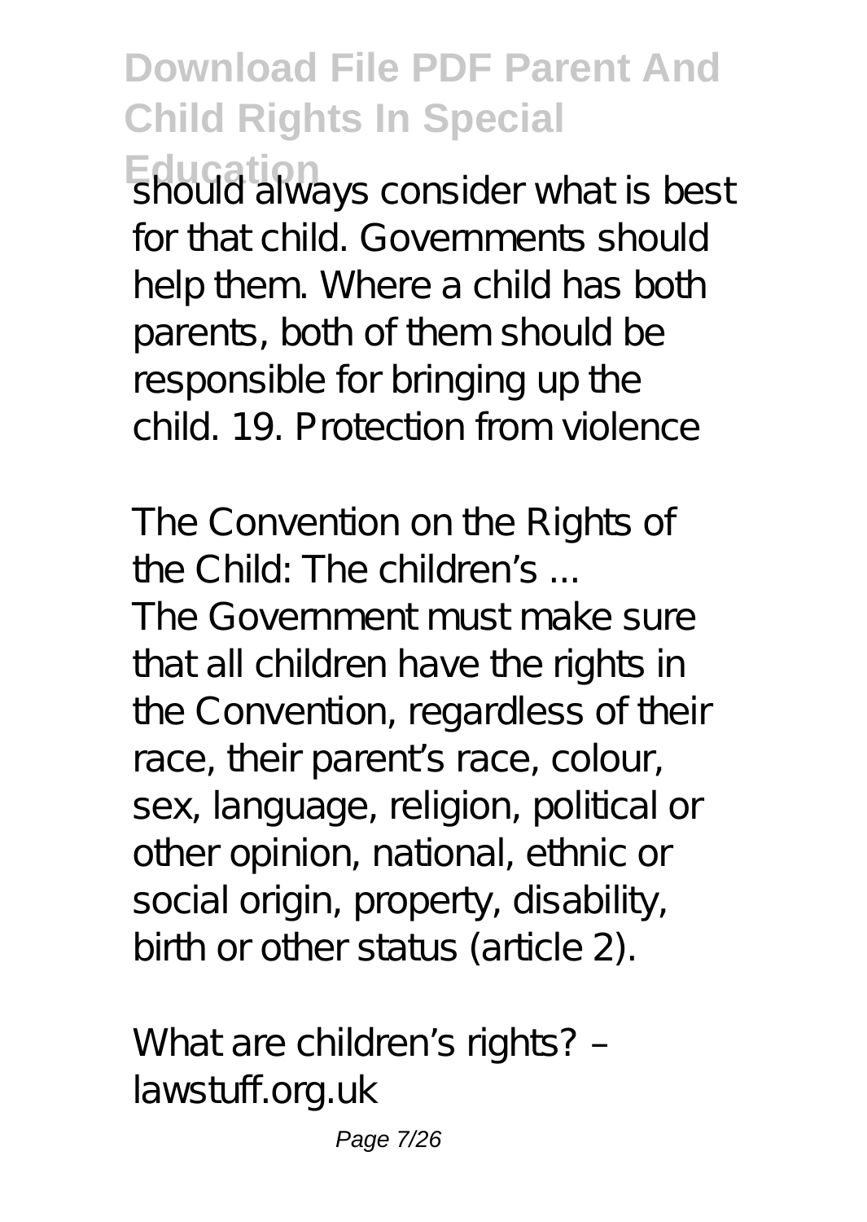should always consider what is best for that child. Governments should help them. Where a child has both parents, both of them should be responsible for bringing up the child. 19. Protection from violence

*The Convention on the Rights of the Child: The children's ...*

The Government must make sure that all children have the rights in the Convention, regardless of their race, their parent's race, colour, sex, language, religion, political or other opinion, national, ethnic or social origin, property, disability, birth or other status (article 2).

*What are children's rights? – lawstuff.org.uk*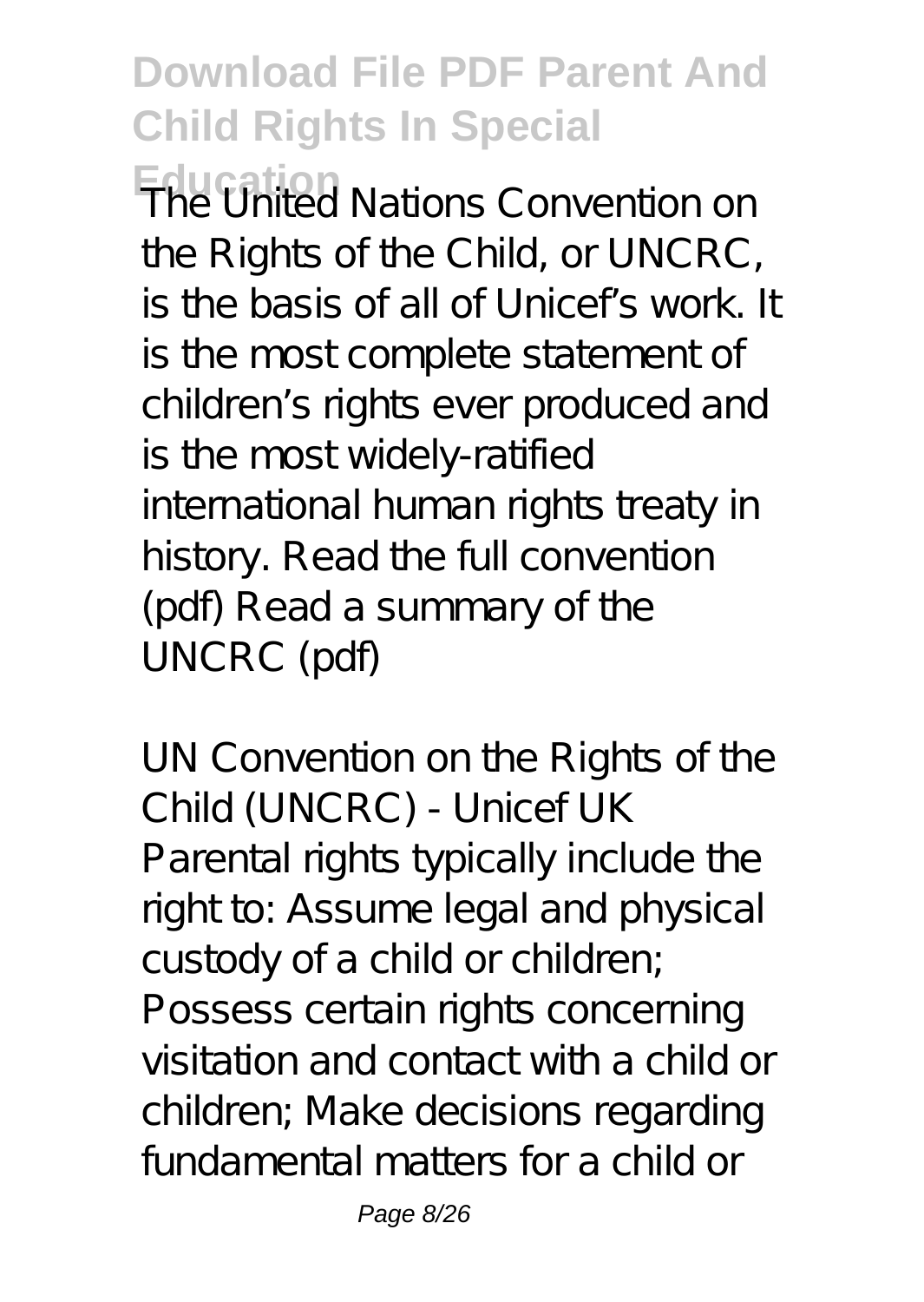The United Nations Convention on the Rights of the Child, or UNCRC, is the basis of all of Unicef's work. It is the most complete statement of children's rights ever produced and is the most widely-ratified international human rights treaty in history. Read the full convention (pdf) Read a summary of the UNCRC (pdf)

UN Convention on the Rights of the Child (UNCRC) - Unicef UK

Parental rights typically include the right to: Assume legal and physical custody of a child or children; Possess certain rights concerning visitation and contact with a child or children; Make decisions regarding fundamental matters for a child or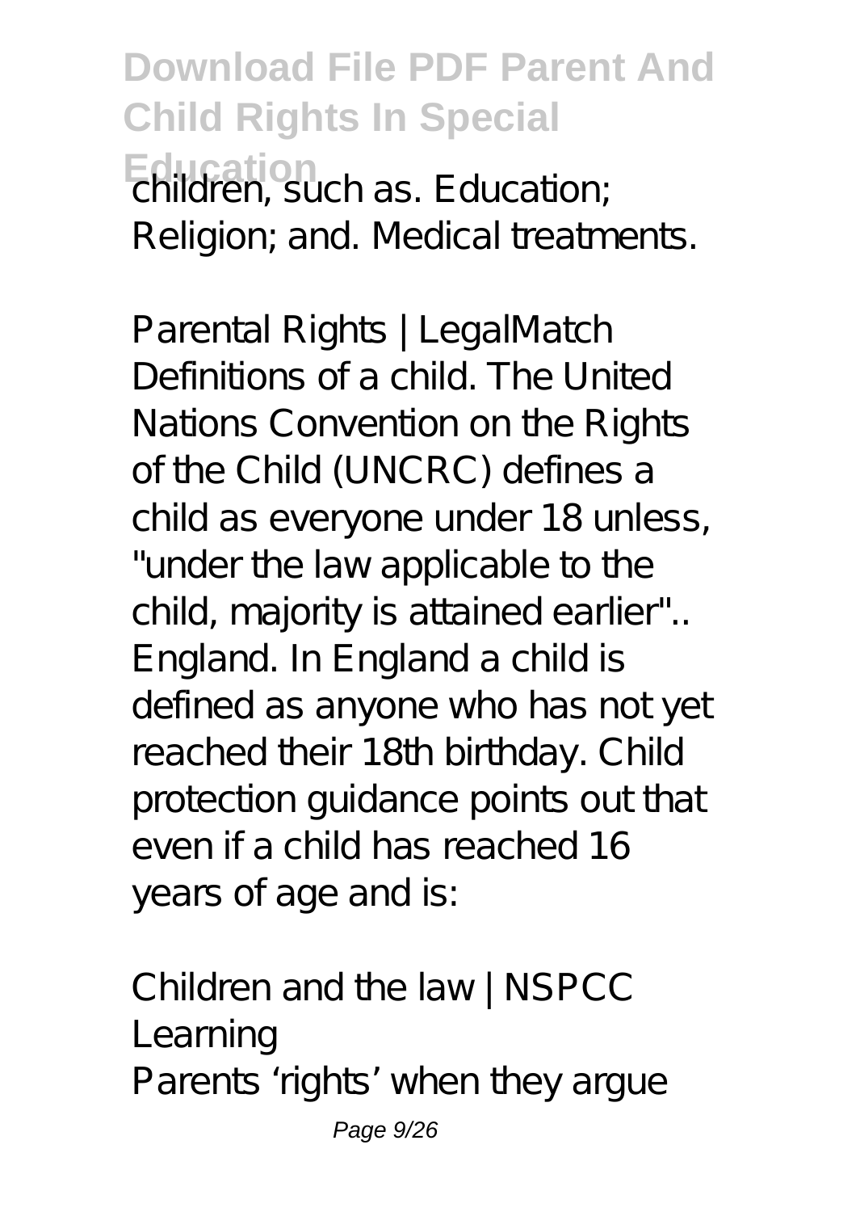children, such as. Education; Religion; and. Medical treatments.

*Parental Rights | LegalMatch*

Definitions of a child. The United Nations Convention on the Rights of the Child (UNCRC) defines a child as everyone under 18 unless, "under the law applicable to the child, majority is attained earlier".. England. In England a child is defined as anyone who has not yet reached their 18th birthday. Child protection guidance points out that even if a child has reached 16 years of age and is:

*Children and the law | NSPCC Learning*

Parents 'rights' when they argue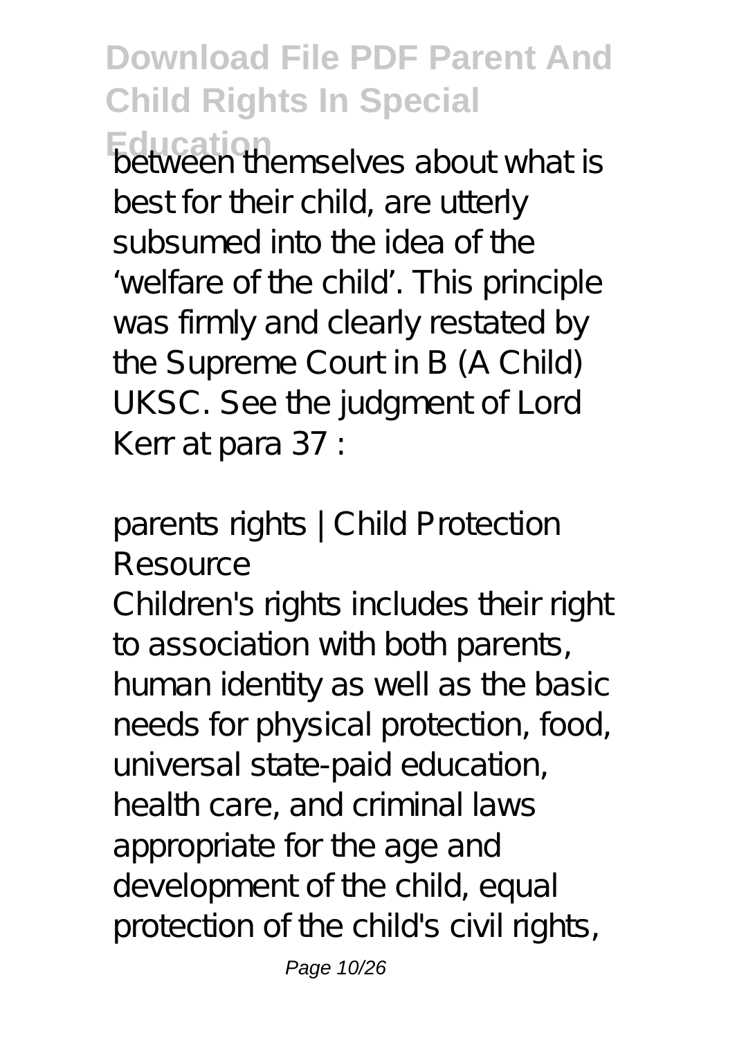between themselves about what is best for their child, are utterly subsumed into the idea of the 'welfare of the child'. This principle was firmly and clearly restated by the Supreme Court in B (A Child) UKSC. See the judgment of Lord Kerr at para 37 :

*parents rights | Child Protection Resource*

Children's rights includes their right to association with both parents, human identity as well as the basic needs for physical protection, food, universal state-paid education, health care, and criminal laws appropriate for the age and development of the child, equal protection of the child's civil rights,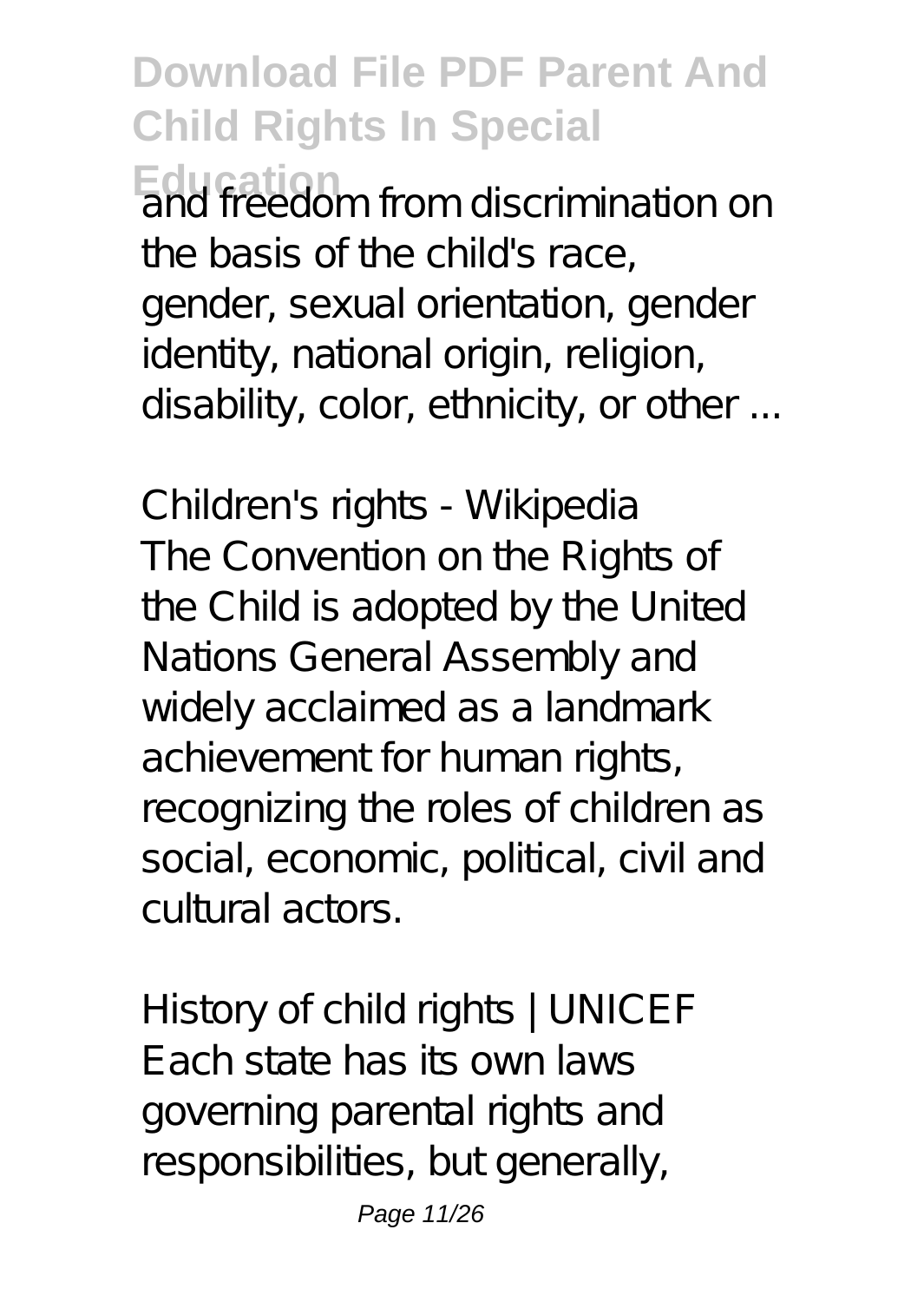and freedom from discrimination on the basis of the child's race, gender, sexual orientation, gender identity, national origin, religion, disability, color, ethnicity, or other ...

*Children's rights - Wikipedia*

The Convention on the Rights of the Child is adopted by the United Nations General Assembly and widely acclaimed as a landmark achievement for human rights, recognizing the roles of children as social, economic, political, civil and cultural actors.

*History of child rights | UNICEF*

Each state has its own laws governing parental rights and responsibilities, but generally,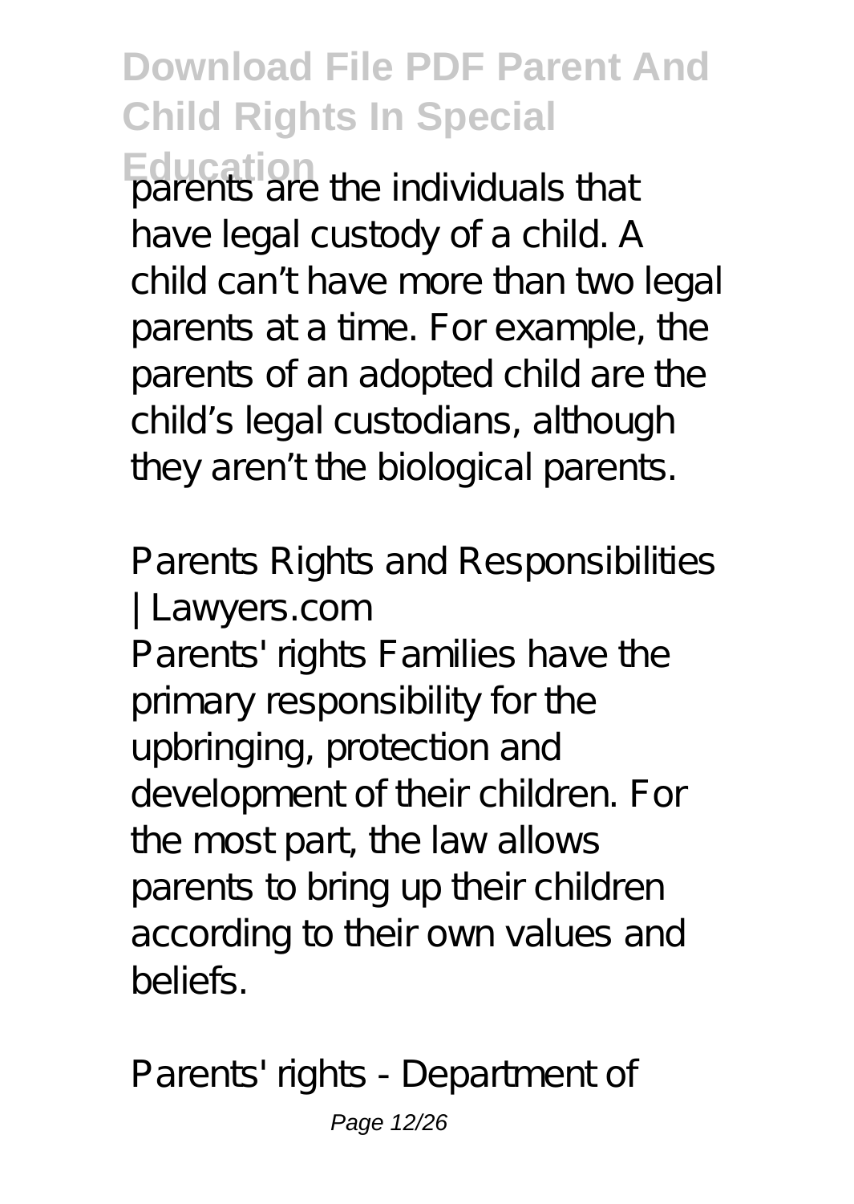parents are the individuals that have legal custody of a child. A child can't have more than two legal parents at a time. For example, the parents of an adopted child are the child's legal custodians, although they aren't the biological parents.

*Parents Rights and Responsibilities | Lawyers.com*

Parents' rights Families have the primary responsibility for the upbringing, protection and development of their children. For the most part, the law allows parents to bring up their children according to their own values and beliefs.

*Parents' rights - Department of*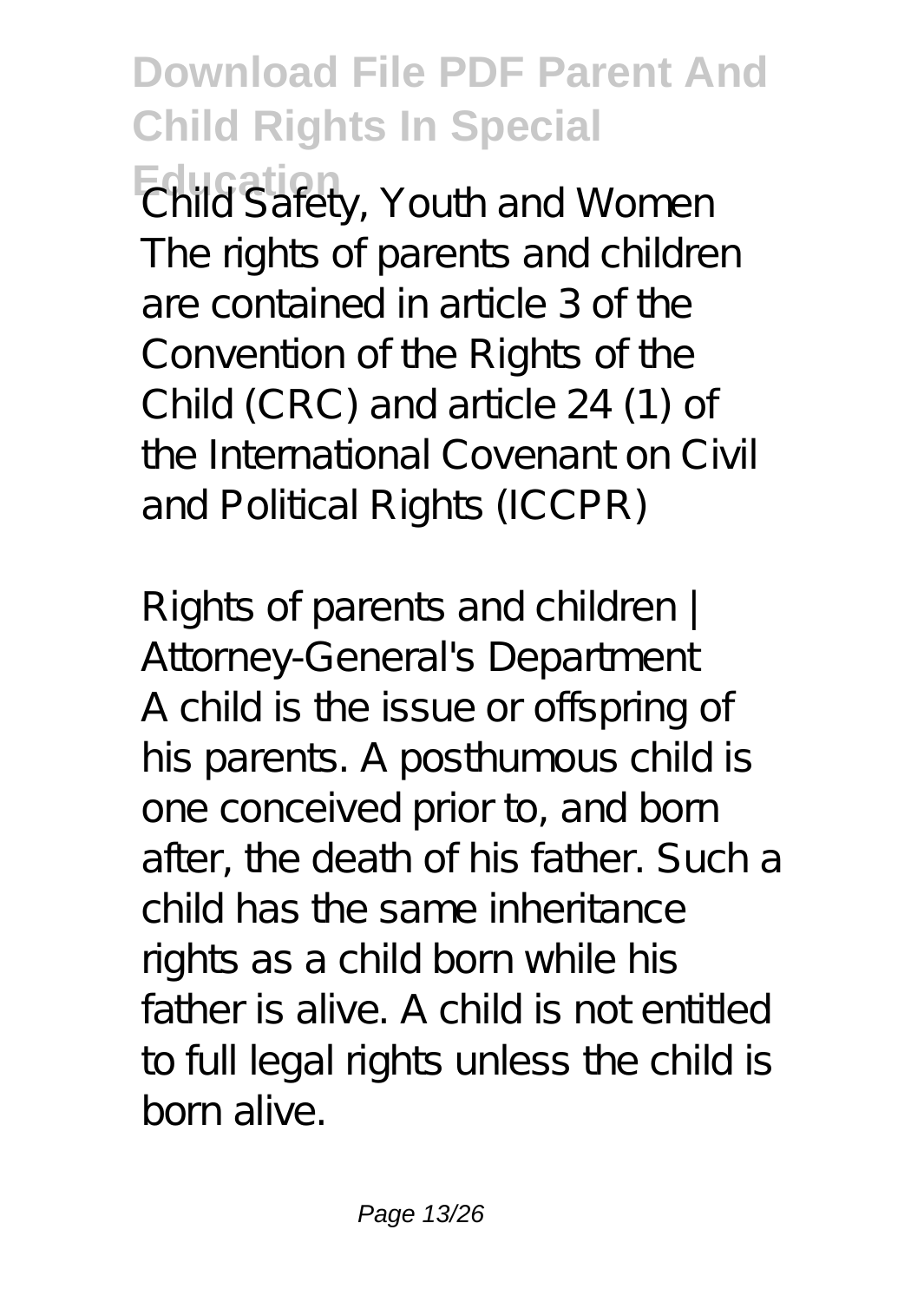Child Safety, Youth and Women

The rights of parents and children are contained in article 3 of the Convention of the Rights of the Child (CRC) and article 24 (1) of the International Covenant on Civil and Political Rights (ICCPR)

*Rights of parents and children | Attorney-General's Department*

A child is the issue or offspring of his parents. A posthumous child is one conceived prior to, and born after, the death of his father. Such a child has the same inheritance rights as a child born while his father is alive. A child is not entitled to full legal rights unless the child is born alive.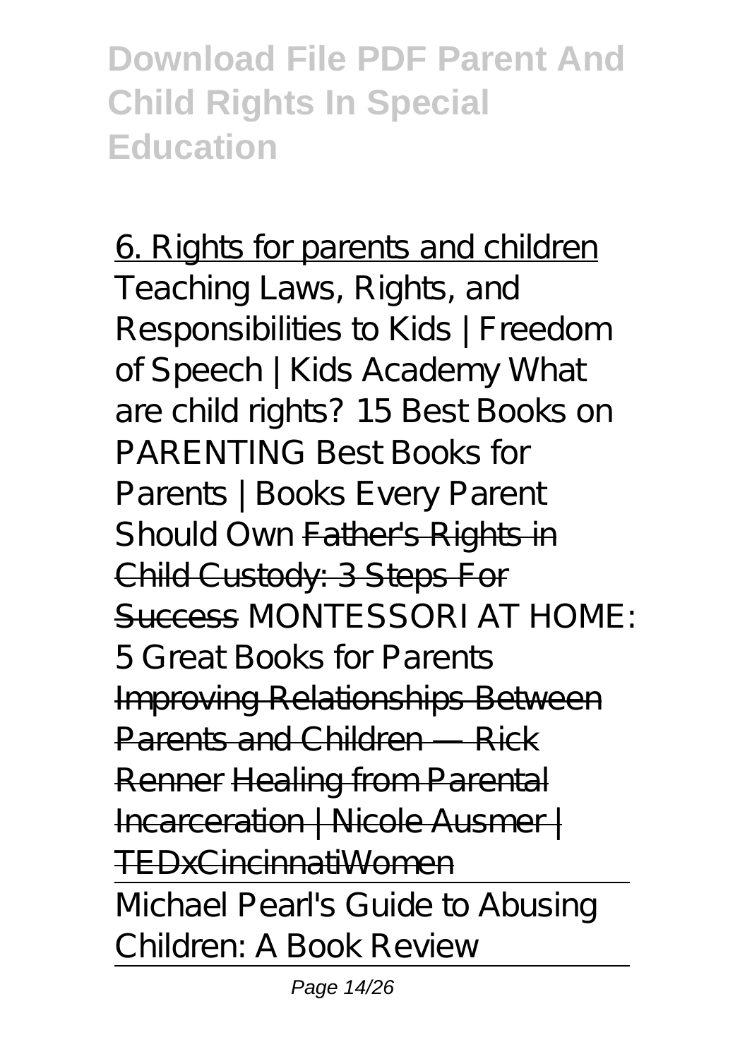# Download File PDF Parent And Child Rights In Special Education

6. Rights for parents and children *Teaching Laws, Rights, and Responsibilities to Kids | Freedom of Speech | Kids Academy What are child rights? 15 Best Books on PARENTING Best Books for Parents | Books Every Parent Should Own* Father's Rights in Child Custody: 3 Steps For Success *MONTESSORI AT HOME: 5 Great Books for Parents* Improving Relationships Between Parents and Children — Rick Renner Healing from Parental Incarceration | Nicole Ausmer | TEDxCincinnatiWomen

Michael Pearl's Guide to Abusing Children: A Book Review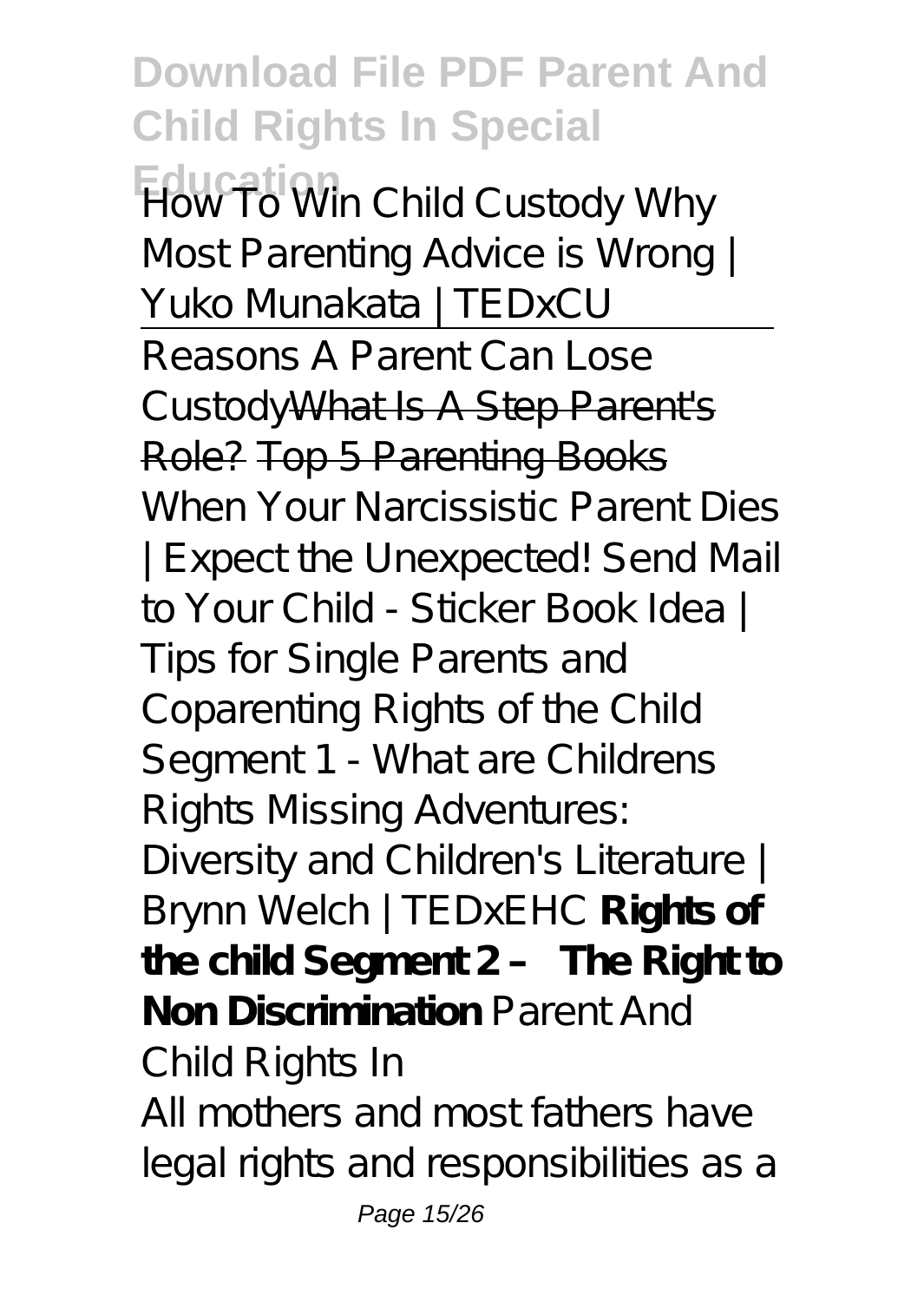*How To Win Child Custody Why Most Parenting Advice is Wrong | Yuko Munakata | TEDxCU*

---

Reasons A Parent Can Lose Custody~~What Is A Step Parent's Role?~~ ~~Top 5 Parenting Books~~ *When Your Narcissistic Parent Dies | Expect the Unexpected! Send Mail to Your Child - Sticker Book Idea | Tips for Single Parents and Coparenting Rights of the Child Segment 1 - What are Childrens Rights Missing Adventures: Diversity and Children's Literature | Brynn Welch | TEDxEHC* **Rights of the child Segment 2 – The Right to Non Discrimination** *Parent And Child Rights In*

All mothers and most fathers have legal rights and responsibilities as a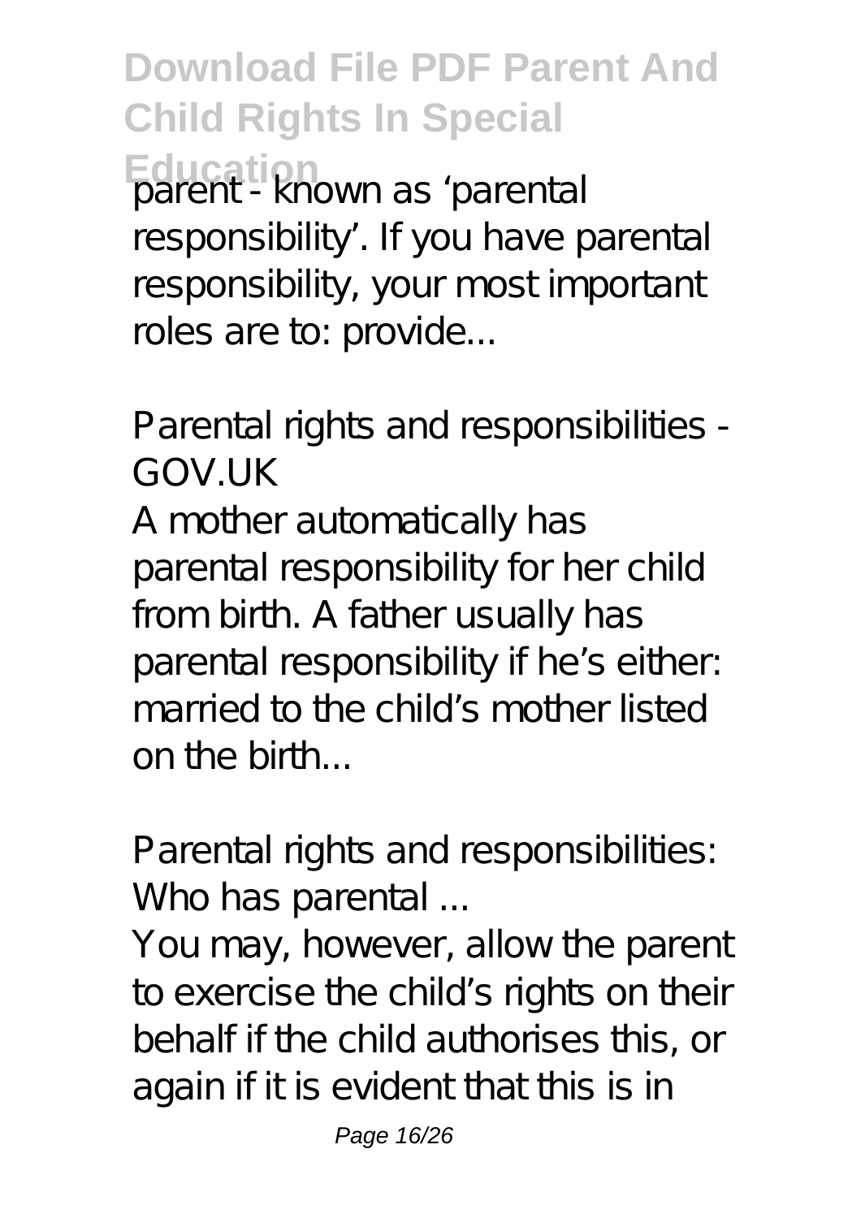parent - known as 'parental responsibility'. If you have parental responsibility, your most important roles are to: provide...

*Parental rights and responsibilities - GOV.UK*

A mother automatically has parental responsibility for her child from birth. A father usually has parental responsibility if he's either: married to the child's mother listed on the birth...

*Parental rights and responsibilities: Who has parental ...*

You may, however, allow the parent to exercise the child's rights on their behalf if the child authorises this, or again if it is evident that this is in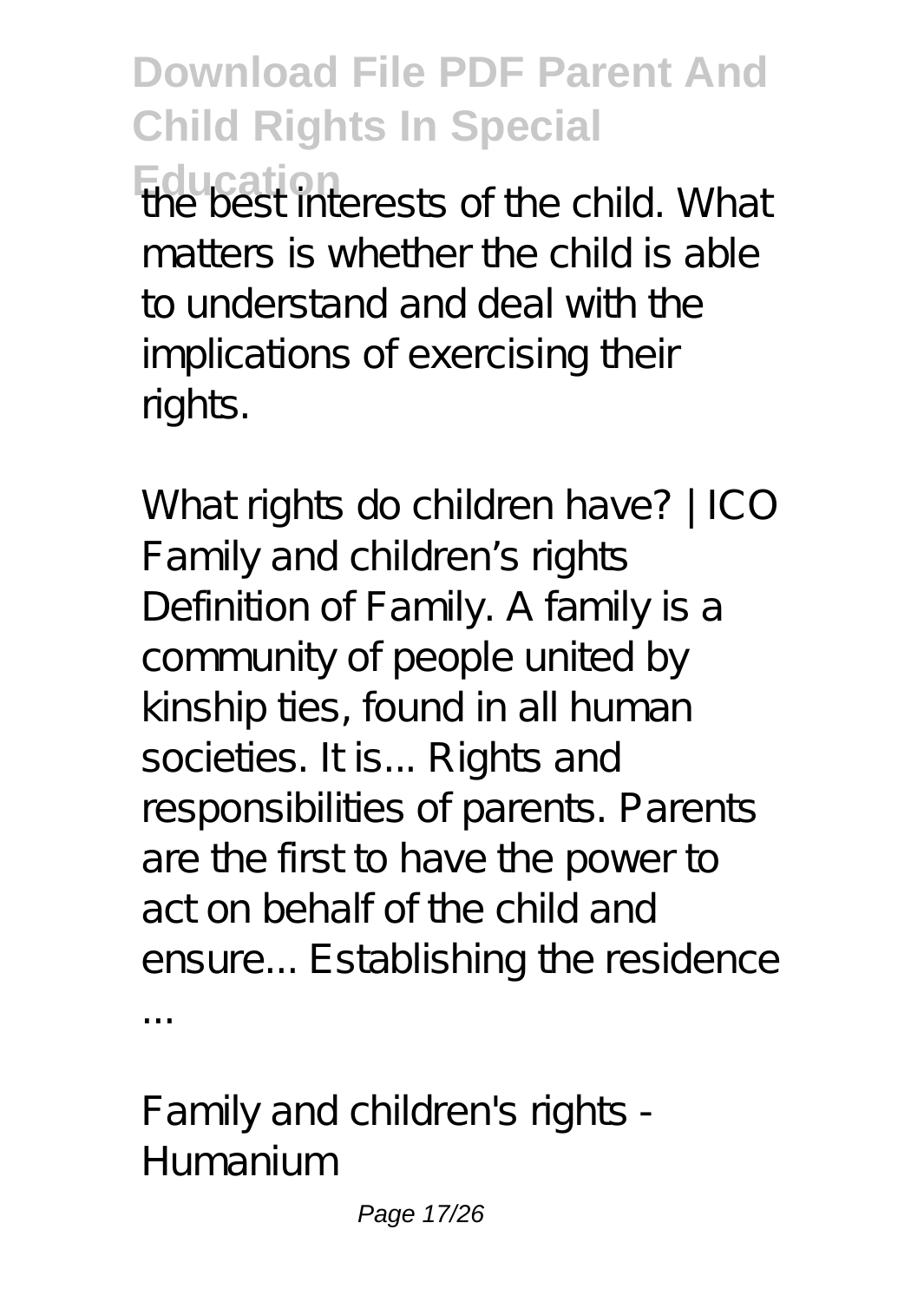the best interests of the child. What matters is whether the child is able to understand and deal with the implications of exercising their rights.

*What rights do children have? | ICO*

Family and children's rights Definition of Family. A family is a community of people united by kinship ties, found in all human societies. It is... Rights and responsibilities of parents. Parents are the first to have the power to act on behalf of the child and ensure... Establishing the residence ...

*Family and children's rights - Humanium*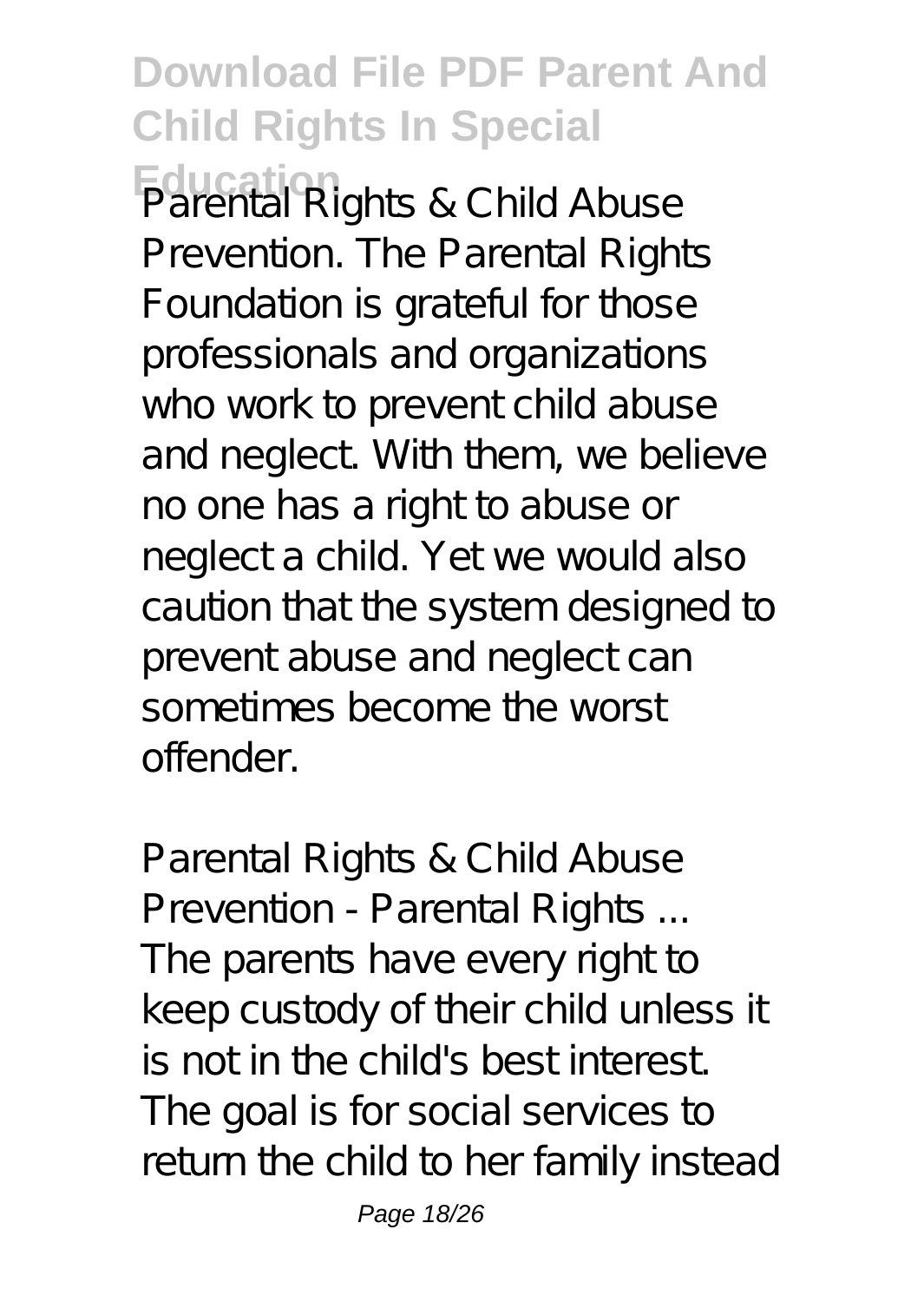Parental Rights & Child Abuse Prevention. The Parental Rights Foundation is grateful for those professionals and organizations who work to prevent child abuse and neglect. With them, we believe no one has a right to abuse or neglect a child. Yet we would also caution that the system designed to prevent abuse and neglect can sometimes become the worst offender.

*Parental Rights & Child Abuse Prevention - Parental Rights ...*

The parents have every right to keep custody of their child unless it is not in the child's best interest. The goal is for social services to return the child to her family instead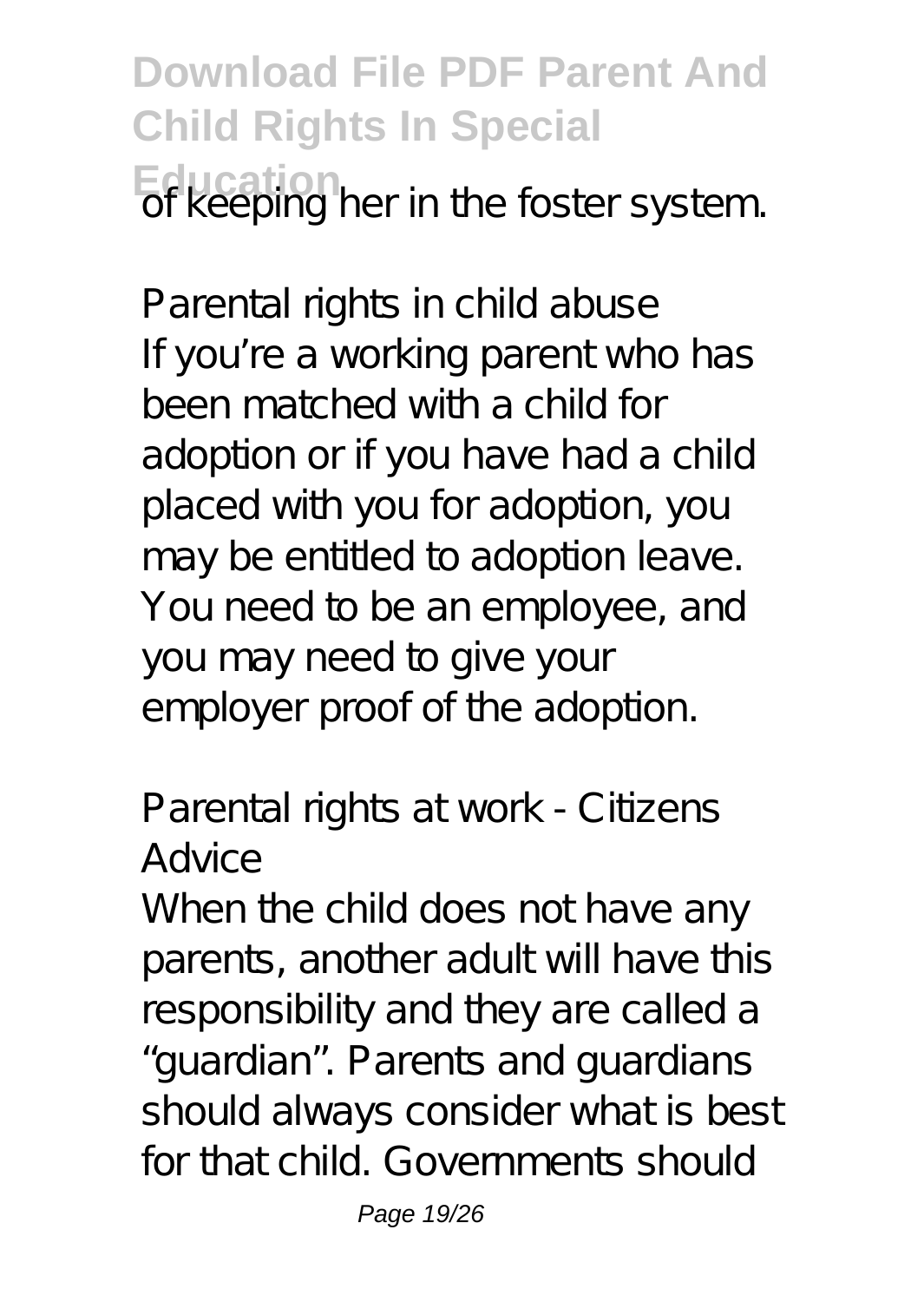of keeping her in the foster system.

*Parental rights in child abuse*

If you're a working parent who has been matched with a child for adoption or if you have had a child placed with you for adoption, you may be entitled to adoption leave. You need to be an employee, and you may need to give your employer proof of the adoption.

*Parental rights at work - Citizens Advice*

When the child does not have any parents, another adult will have this responsibility and they are called a "guardian". Parents and guardians should always consider what is best for that child. Governments should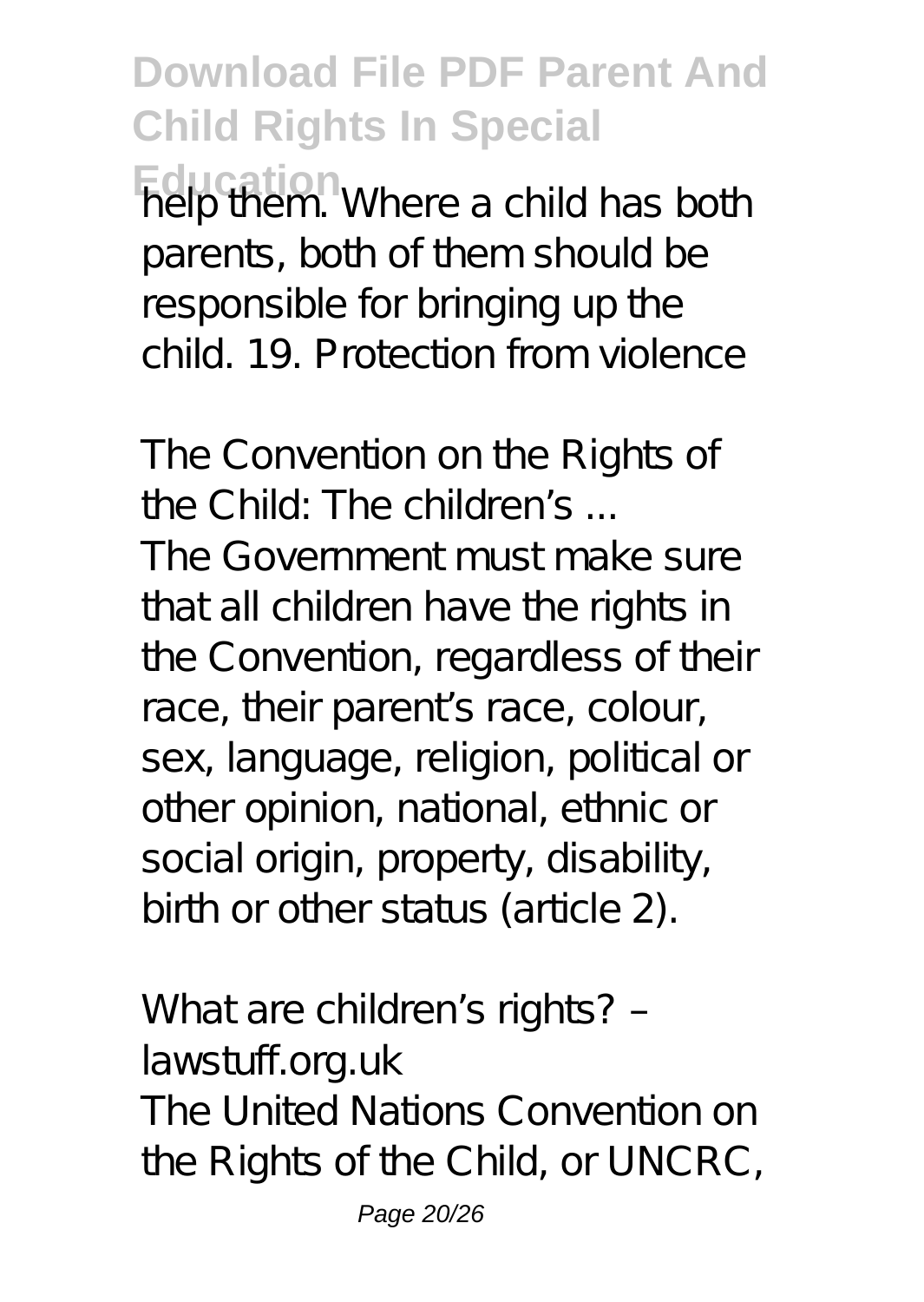help them. Where a child has both parents, both of them should be responsible for bringing up the child. 19. Protection from violence

*The Convention on the Rights of the Child: The children's ...*

The Government must make sure that all children have the rights in the Convention, regardless of their race, their parent's race, colour, sex, language, religion, political or other opinion, national, ethnic or social origin, property, disability, birth or other status (article 2).

*What are children's rights? – lawstuff.org.uk*

The United Nations Convention on the Rights of the Child, or UNCRC,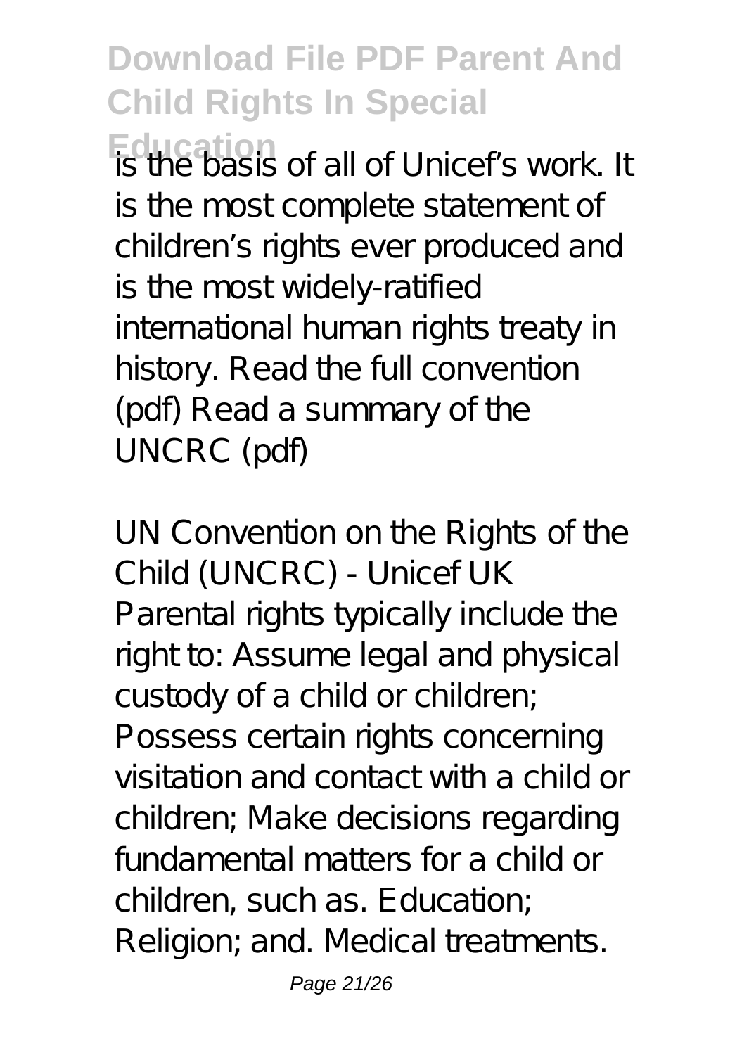is the basis of all of Unicef's work. It is the most complete statement of children's rights ever produced and is the most widely-ratified international human rights treaty in history. Read the full convention (pdf) Read a summary of the UNCRC (pdf)

UN Convention on the Rights of the Child (UNCRC) - Unicef UK

Parental rights typically include the right to: Assume legal and physical custody of a child or children; Possess certain rights concerning visitation and contact with a child or children; Make decisions regarding fundamental matters for a child or children, such as. Education; Religion; and. Medical treatments.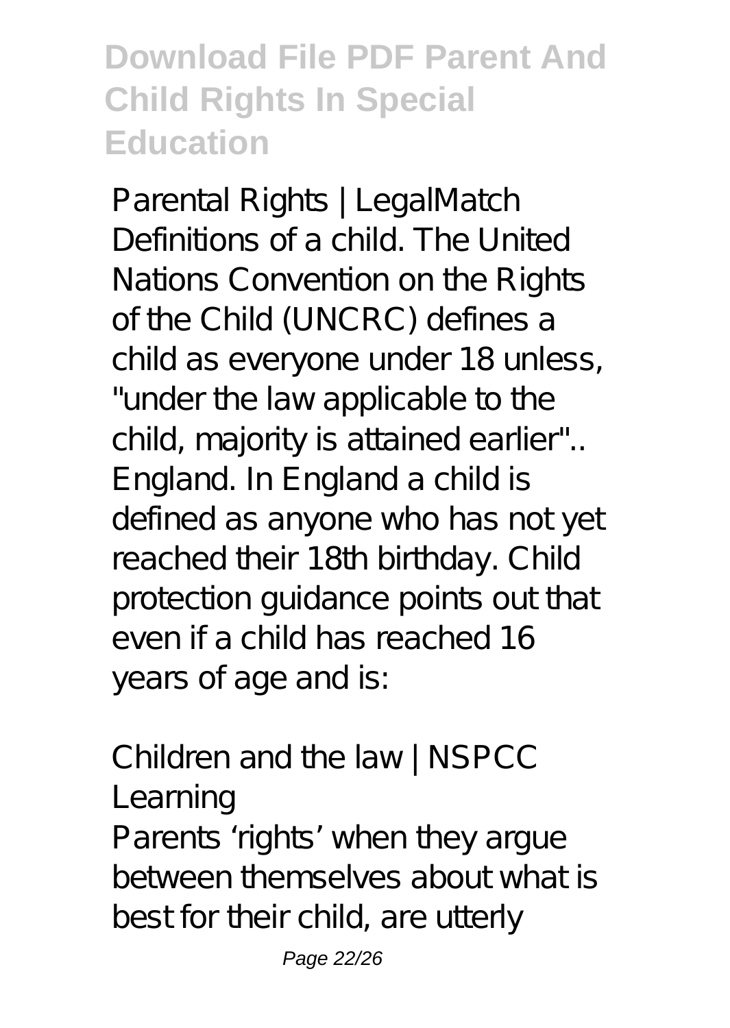Parental Rights | LegalMatch

Definitions of a child. The United Nations Convention on the Rights of the Child (UNCRC) defines a child as everyone under 18 unless, "under the law applicable to the child, majority is attained earlier".. England. In England a child is defined as anyone who has not yet reached their 18th birthday. Child protection guidance points out that even if a child has reached 16 years of age and is:

Children and the law | NSPCC Learning

Parents 'rights' when they argue between themselves about what is best for their child, are utterly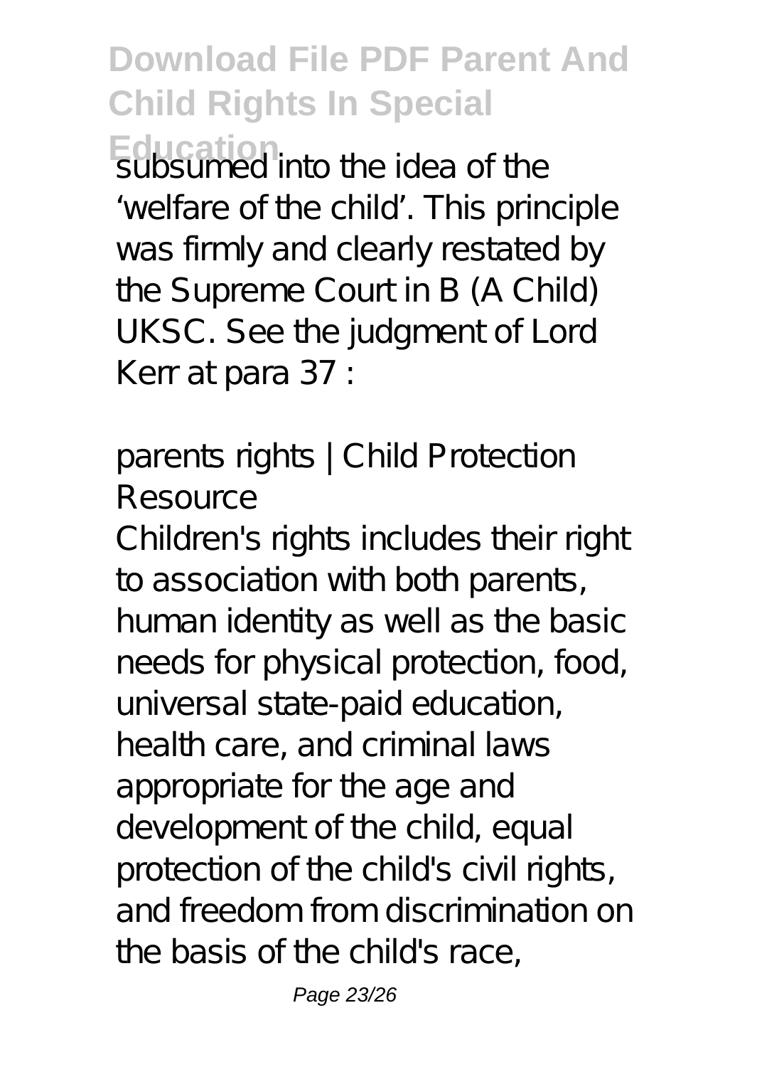subsumed into the idea of the 'welfare of the child'. This principle was firmly and clearly restated by the Supreme Court in B (A Child) UKSC. See the judgment of Lord Kerr at para 37 :

## parents rights | Child Protection Resource

Children's rights includes their right to association with both parents, human identity as well as the basic needs for physical protection, food, universal state-paid education, health care, and criminal laws appropriate for the age and development of the child, equal protection of the child's civil rights, and freedom from discrimination on the basis of the child's race,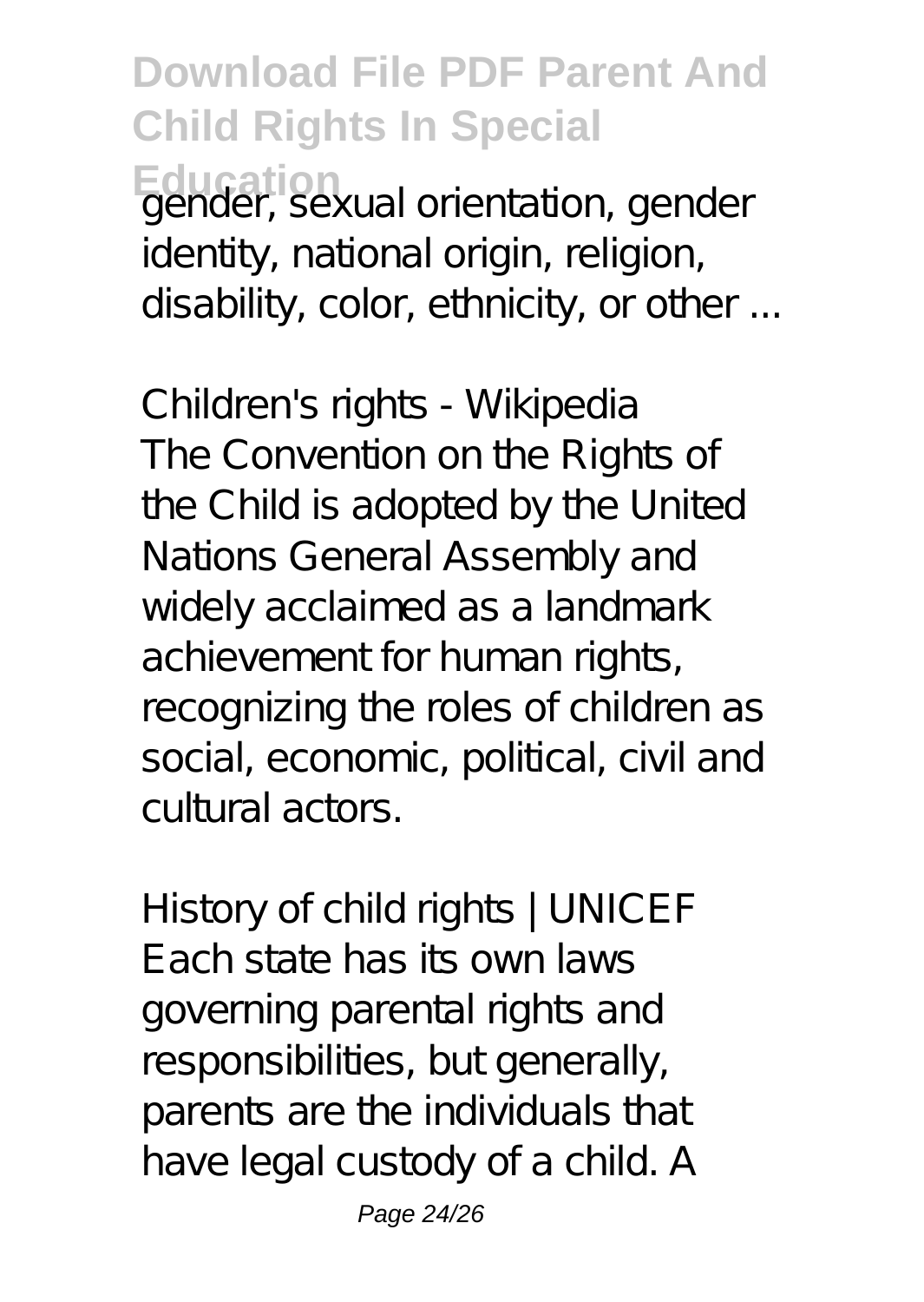gender, sexual orientation, gender identity, national origin, religion, disability, color, ethnicity, or other ...

*Children's rights - Wikipedia*

The Convention on the Rights of the Child is adopted by the United Nations General Assembly and widely acclaimed as a landmark achievement for human rights, recognizing the roles of children as social, economic, political, civil and cultural actors.

*History of child rights | UNICEF*

Each state has its own laws governing parental rights and responsibilities, but generally, parents are the individuals that have legal custody of a child. A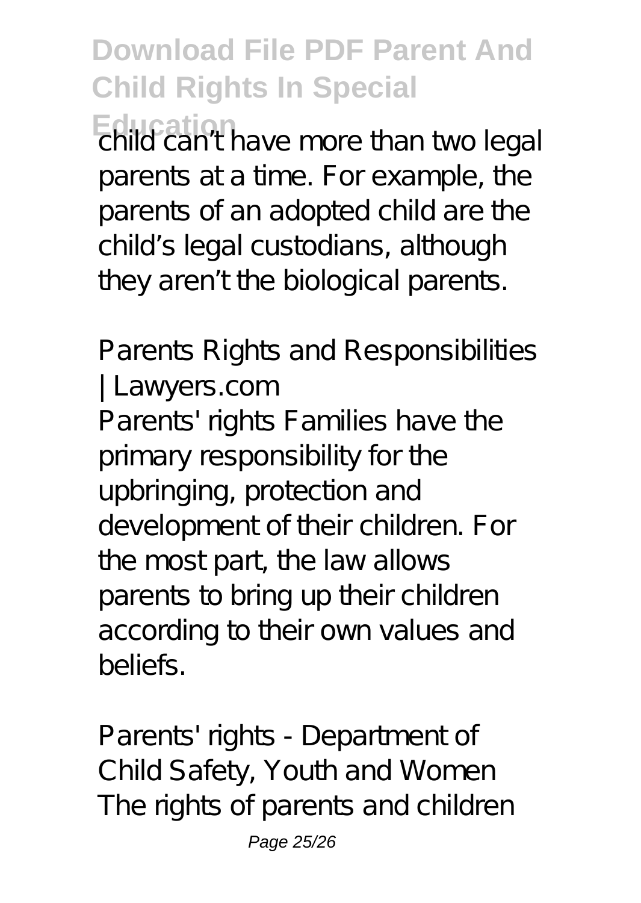child can't have more than two legal parents at a time. For example, the parents of an adopted child are the child's legal custodians, although they aren't the biological parents.

*Parents Rights and Responsibilities | Lawyers.com*

Parents' rights Families have the primary responsibility for the upbringing, protection and development of their children. For the most part, the law allows parents to bring up their children according to their own values and beliefs.

*Parents' rights - Department of Child Safety, Youth and Women*

The rights of parents and children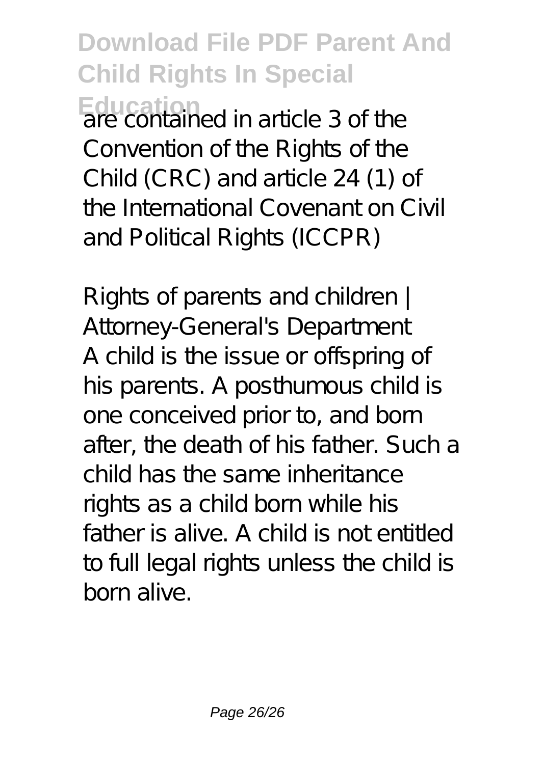are contained in article 3 of the Convention of the Rights of the Child (CRC) and article 24 (1) of the International Covenant on Civil and Political Rights (ICCPR)

*Rights of parents and children | Attorney-General's Department*

A child is the issue or offspring of his parents. A posthumous child is one conceived prior to, and born after, the death of his father. Such a child has the same inheritance rights as a child born while his father is alive. A child is not entitled to full legal rights unless the child is born alive.